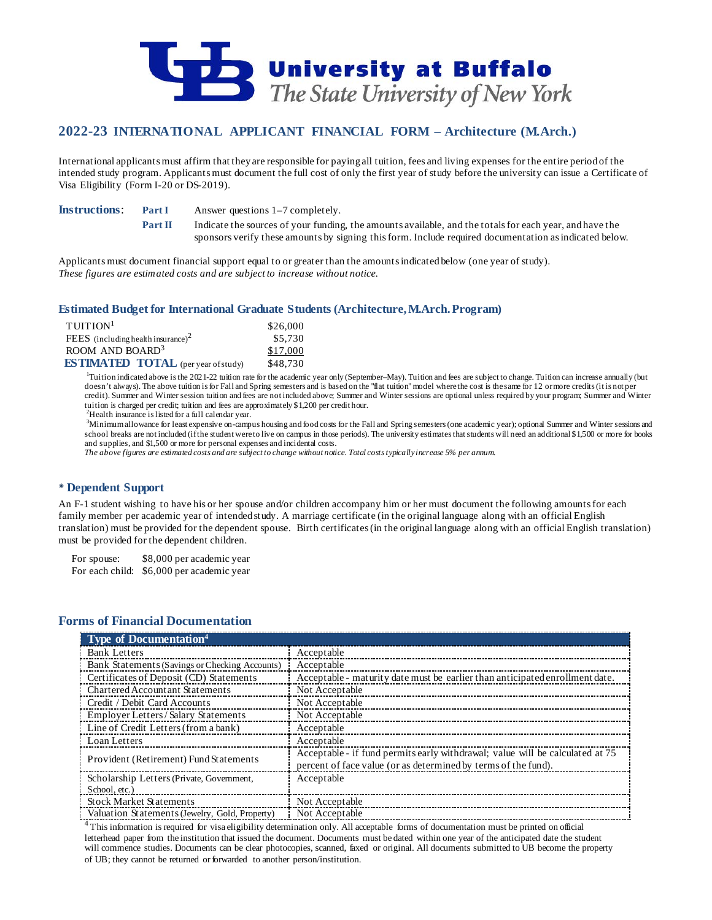# University at Buffalo
*The State University of New York*

## 2022-23 INTERNATIONAL APPLICANT FINANCIAL FORM – Architecture (M.Arch.)

International applicants must affirm that they are responsible for paying all tuition, fees and living expenses for the entire period of the intended study program. Applicants must document the full cost of only the first year of study before the university can issue a Certificate of Visa Eligibility (Form I-20 or DS-2019).

**Instructions**:

- **Part I** Answer questions 1–7 completely.
- **Part II** Indicate the sources of your funding, the amounts available, and the totals for each year, and have the sponsors verify these amounts by signing this form. Include required documentation as indicated below.

Applicants must document financial support equal to or greater than the amounts indicated below (one year of study).
*These figures are estimated costs and are subject to increase without notice.*

### Estimated Budget for International Graduate Students (Architecture, M.Arch. Program)

| | |
|---|---|
| TUITION[1] | $26,000 |
| FEES (including health insurance)[2] | $5,730 |
| ROOM AND BOARD[3] | $17,000 |
| **ESTIMATED TOTAL** (per year of study) | $48,730 |

[1]Tuition indicated above is the 2021-22 tuition rate for the academic year only (September–May). Tuition and fees are subject to change. Tuition can increase annually (but doesn't always). The above tuition is for Fall and Spring semesters and is based on the "flat tuition" model where the cost is the same for 12 or more credits (it is not per credit). Summer and Winter session tuition and fees are not included above; Summer and Winter sessions are optional unless required by your program; Summer and Winter tuition is charged per credit; tuition and fees are approximately $1,200 per credit hour.

[2]Health insurance is listed for a full calendar year.

[3]Minimum allowance for least expensive on-campus housing and food costs for the Fall and Spring semesters (one academic year); optional Summer and Winter sessions and school breaks are not included (if the student were to live on campus in those periods). The university estimates that students will need an additional $1,500 or more for books and supplies, and $1,500 or more for personal expenses and incidental costs.

*The above figures are estimated costs and are subject to change without notice. Total costs typically increase 5% per annum.*

### * Dependent Support

An F-1 student wishing to have his or her spouse and/or children accompany him or her must document the following amounts for each family member per academic year of intended study. A marriage certificate (in the original language along with an official English translation) must be provided for the dependent spouse. Birth certificates (in the original language along with an official English translation) must be provided for the dependent children.

For spouse: $8,000 per academic year
For each child: $6,000 per academic year

### Forms of Financial Documentation

| Type of Documentation[4] | |
|---|---|
| Bank Letters | Acceptable |
| Bank Statements (Savings or Checking Accounts) | Acceptable |
| Certificates of Deposit (CD) Statements | Acceptable - maturity date must be earlier than anticipated enrollment date. |
| Chartered Accountant Statements | Not Acceptable |
| Credit / Debit Card Accounts | Not Acceptable |
| Employer Letters / Salary Statements | Not Acceptable |
| Line of Credit Letters (from a bank) | Acceptable |
| Loan Letters | Acceptable |
| Provident (Retirement) Fund Statements | Acceptable - if fund permits early withdrawal; value will be calculated at 75 percent of face value (or as determined by terms of the fund). |
| Scholarship Letters (Private, Government, School, etc.) | Acceptable |
| Stock Market Statements | Not Acceptable |
| Valuation Statements (Jewelry, Gold, Property) | Not Acceptable |

[4]This information is required for visa eligibility determination only. All acceptable forms of documentation must be printed on official letterhead paper from the institution that issued the document. Documents must be dated within one year of the anticipated date the student will commence studies. Documents can be clear photocopies, scanned, faxed or original. All documents submitted to UB become the property of UB; they cannot be returned or forwarded to another person/institution.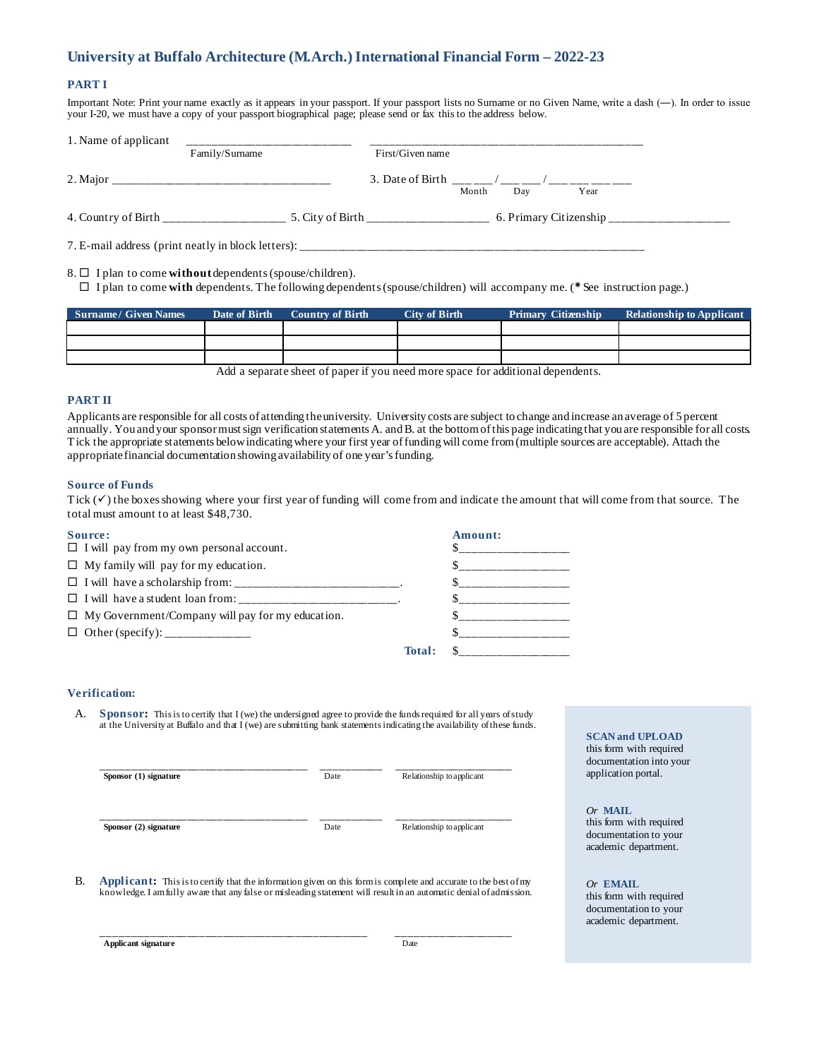# University at Buffalo Architecture (M.Arch.) International Financial Form – 2022-23

## PART I

Important Note: Print your name exactly as it appears in your passport. If your passport lists no Surname or no Given Name, write a dash (—). In order to issue your I-20, we must have a copy of your passport biographical page; please send or fax this to the address below.

1. Name of applicant ___________________________ _____________________________________________
   Family/Surname First/Given name

2. Major ____________________________________ 3. Date of Birth ___ ___ / ___ ___ / ___ ___ ___ ___
   Month Day Year

4. Country of Birth ____________________ 5. City of Birth ____________________ 6. Primary Citizenship ____________________

7. E-mail address (print neatly in block letters): ____________________________________________________________

8. ☐ I plan to come **without** dependents (spouse/children).
   ☐ I plan to come **with** dependents. The following dependents (spouse/children) will accompany me. (* See instruction page.)

| Surname / Given Names | Date of Birth | Country of Birth | City of Birth | Primary Citizenship | Relationship to Applicant |
|---|---|---|---|---|---|
| | | | | | |
| | | | | | |
| | | | | | |

Add a separate sheet of paper if you need more space for additional dependents.

## PART II

Applicants are responsible for all costs of attending the university. University costs are subject to change and increase an average of 5 percent annually. You and your sponsor must sign verification statements A. and B. at the bottom of this page indicating that you are responsible for all costs. Tick the appropriate statements below indicating where your first year of funding will come from (multiple sources are acceptable). Attach the appropriate financial documentation showing availability of one year's funding.

### Source of Funds

Tick (✓) the boxes showing where your first year of funding will come from and indicate the amount that will come from that source. The total must amount to at least $48,730.

| Source: | Amount: |
|---|---|
| ☐ I will pay from my own personal account. | $_________________ |
| ☐ My family will pay for my education. | $_________________ |
| ☐ I will have a scholarship from: ___________________________. | $_________________ |
| ☐ I will have a student loan from: __________________________. | $_________________ |
| ☐ My Government/Company will pay for my education. | $_________________ |
| ☐ Other (specify): ______________ | $_________________ |
| **Total:** | $_________________ |

### Verification:

A. **Sponsor:** This is to certify that I (we) the undersigned agree to provide the funds required for all years of study at the University at Buffalo and that I (we) are submitting bank statements indicating the availability of these funds.

_____________________________________ ___________ _____________________
**Sponsor (1) signature** Date Relationship to applicant

_____________________________________ ___________ _____________________
**Sponsor (2) signature** Date Relationship to applicant

B. **Applicant:** This is to certify that the information given on this form is complete and accurate to the best of my knowledge. I am fully aware that any false or misleading statement will result in an automatic denial of admission.

_______________________________________________ _____________________
**Applicant signature** Date

**SCAN and UPLOAD** this form with required documentation into your application portal.

*Or* **MAIL** this form with required documentation to your academic department.

*Or* **EMAIL** this form with required documentation to your academic department.